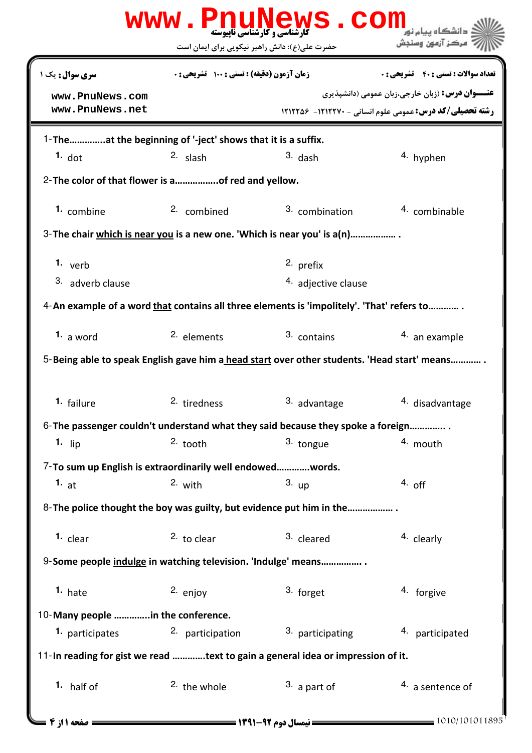کارشناسی و کارشناسی ناپیوسته

حضرت علی(ع): دانش راهبر نیکویی برای ایمان است

دانشگاه پیام نور
مرکز آزمون وسنجش

| سری سوال: یک ۱ | زمان آزمون (دقیقه) : تستی : ۱۰۰ تشریحی : ۰ | تعداد سوالات : تستی : ۴۰ تشریحی : ۰ |
|---|---|---|

**عنـــوان درس:** (زبان خارجی،زبان عمومی (دانشپذیری

**رشته تحصیلی/کد درس:** عمومی علوم انسانی - ۱۲۱۲۲۷۰- ۱۲۱۲۲۵۶

1-The…………..at the beginning of '-ject' shows that it is a suffix.

1. dot
2. slash
3. dash
4. hyphen

2-The color of that flower is a……………..of red and yellow.

1. combine
2. combined
3. combination
4. combinable

3-The chair <u>which is near you</u> is a new one. 'Which is near you' is a(n)……………… .

1. verb
2. prefix
3. adverb clause
4. adjective clause

4-An example of a word <u>that</u> contains all three elements is 'impolitely'. 'That' refers to………… .

1. a word
2. elements
3. contains
4. an example

5-Being able to speak English gave him a <u>head start</u> over other students. 'Head start' means………… .

1. failure
2. tiredness
3. advantage
4. disadvantage

6-The passenger couldn't understand what they said because they spoke a foreign………….. .

1. lip
2. tooth
3. tongue
4. mouth

7-To sum up English is extraordinarily well endowed…………words.

1. at
2. with
3. up
4. off

8-The police thought the boy was guilty, but evidence put him in the……………… .

1. clear
2. to clear
3. cleared
4. clearly

9-Some people <u>indulge</u> in watching television. 'Indulge' means……………. .

1. hate
2. enjoy
3. forget
4. forgive

10-Many people …………..in the conference.

1. participates
2. participation
3. participating
4. participated

11-In reading for gist we read …………text to gain a general idea or impression of it.

1. half of
2. the whole
3. a part of
4. a sentence of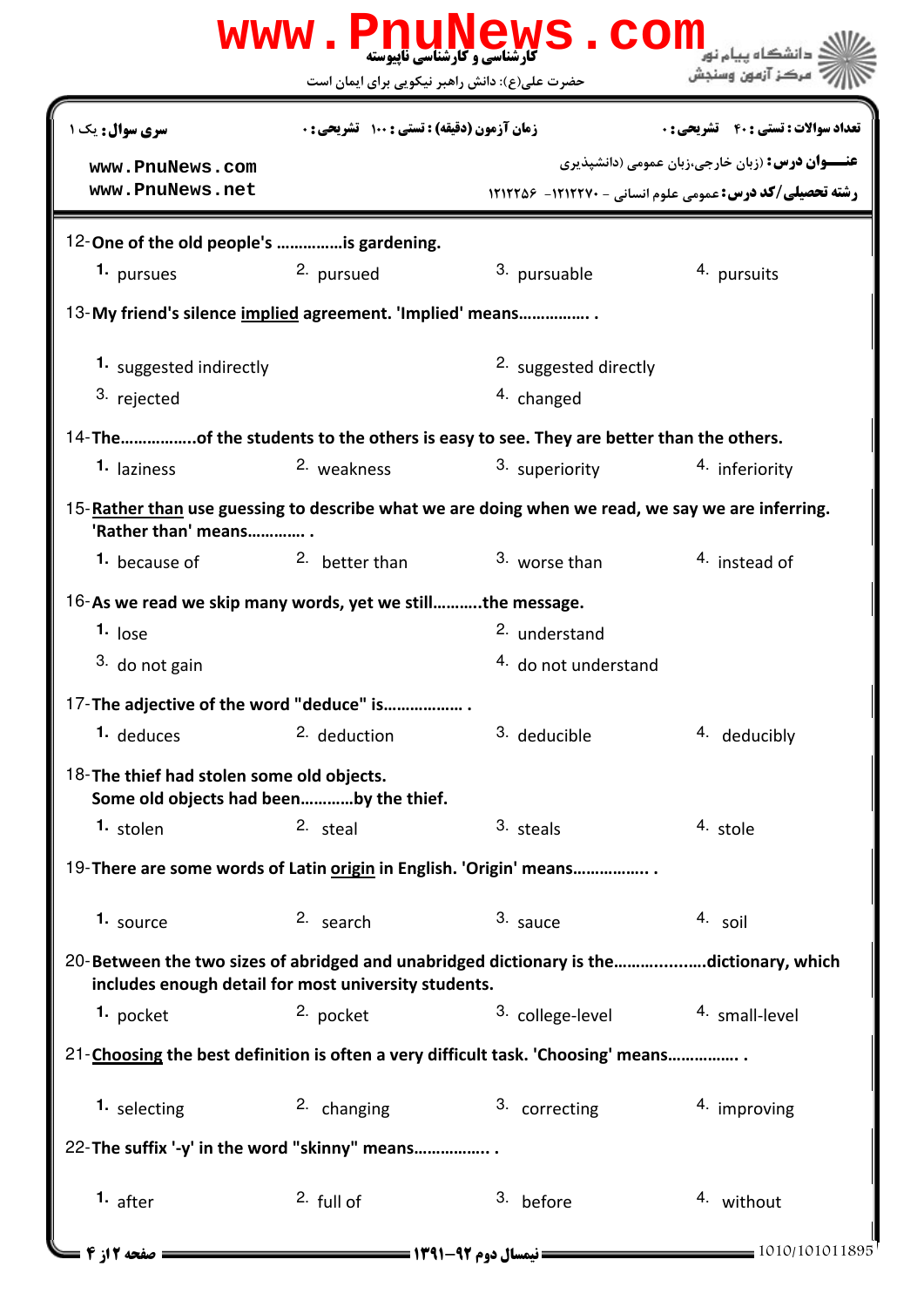**تعداد سوالات : تستی : ۴۰ تشریحی : ۰** | **زمان آزمون (دقیقه) : تستی : ۱۰۰ تشریحی : ۰** | **سری سوال : یک ۱**

**عنـــوان درس:** (زبان خارجی،زبان عمومی (دانشپذیری

**رشته تحصیلی/کد درس:** عمومی علوم انسانی - ۱۲۱۲۲۷۰- ۱۲۱۲۲۵۶

www.PnuNews.com
www.PnuNews.net

12-**One of the old people's ……………is gardening.**

1. pursues
2. pursued
3. pursuable
4. pursuits

13-**My friend's silence implied agreement. 'Implied' means……………. .**

1. suggested indirectly
2. suggested directly
3. rejected
4. changed

14-**The……………..of the students to the others is easy to see. They are better than the others.**

1. laziness
2. weakness
3. superiority
4. inferiority

15-**Rather than use guessing to describe what we are doing when we read, we say we are inferring. 'Rather than' means…………. .**

1. because of
2. better than
3. worse than
4. instead of

16-**As we read we skip many words, yet we still………..the message.**

1. lose
2. understand
3. do not gain
4. do not understand

17-**The adjective of the word "deduce" is……………… .**

1. deduces
2. deduction
3. deducible
4. deducibly

18-**The thief had stolen some old objects.
Some old objects had been…………by the thief.**

1. stolen
2. steal
3. steals
4. stole

19-**There are some words of Latin origin in English. 'Origin' means…………….. .**

1. source
2. search
3. sauce
4. soil

20-**Between the two sizes of abridged and unabridged dictionary is the……...........dictionary, which includes enough detail for most university students.**

1. pocket
2. pocket
3. college-level
4. small-level

21-**Choosing the best definition is often a very difficult task. 'Choosing' means……………. .**

1. selecting
2. changing
3. correcting
4. improving

22-**The suffix '-y' in the word "skinny" means…………….. .**

1. after
2. full of
3. before
4. without

**نیمسال دوم ۹۲-۱۳۹۱**

1010/101011895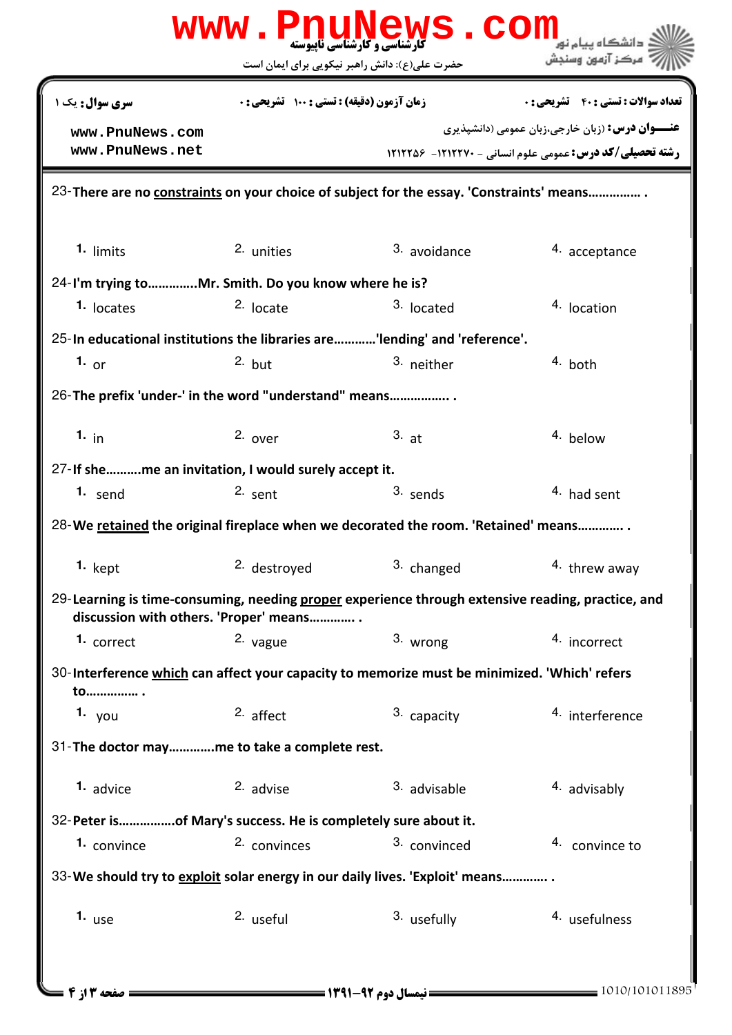23-There are no constraints on your choice of subject for the essay. 'Constraints' means............... .

1. limits
2. unities
3. avoidance
4. acceptance

24-I'm trying to.............Mr. Smith. Do you know where he is?

1. locates
2. locate
3. located
4. location

25-In educational institutions the libraries are...........'lending' and 'reference'.

1. or
2. but
3. neither
4. both

26-The prefix 'under-' in the word "understand" means................. .

1. in
2. over
3. at
4. below

27-If she..........me an invitation, I would surely accept it.

1. send
2. sent
3. sends
4. had sent

28-We retained the original fireplace when we decorated the room. 'Retained' means............. .

1. kept
2. destroyed
3. changed
4. threw away

29-Learning is time-consuming, needing proper experience through extensive reading, practice, and discussion with others. 'Proper' means............ .

1. correct
2. vague
3. wrong
4. incorrect

30-Interference which can affect your capacity to memorize must be minimized. 'Which' refers to............... .

1. you
2. affect
3. capacity
4. interference

31-The doctor may.............me to take a complete rest.

1. advice
2. advise
3. advisable
4. advisably

32-Peter is................of Mary's success. He is completely sure about it.

1. convince
2. convinces
3. convinced
4. convince to

33-We should try to exploit solar energy in our daily lives. 'Exploit' means............ .

1. use
2. useful
3. usefully
4. usefulness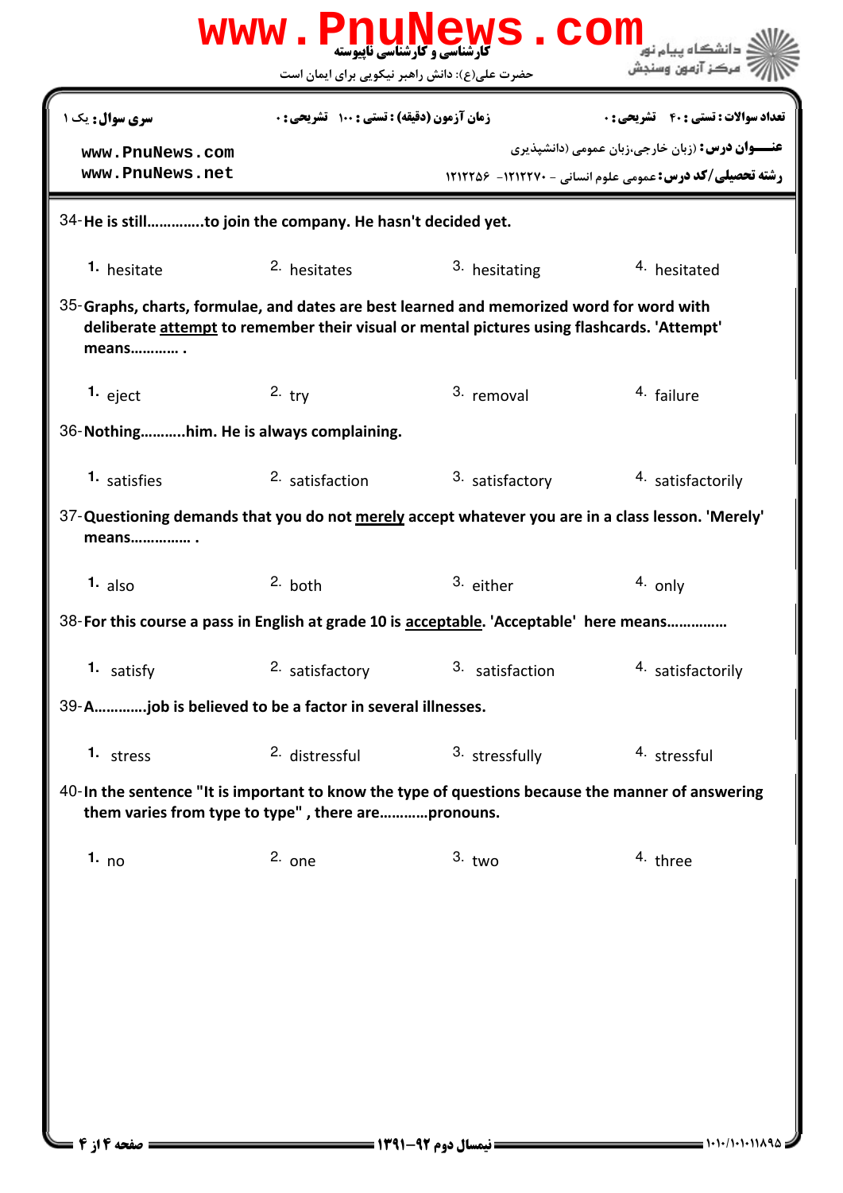34- **He is still…………..to join the company. He hasn't decided yet.**

1. hesitate
2. hesitates
3. hesitating
4. hesitated

35- **Graphs, charts, formulae, and dates are best learned and memorized word for word with deliberate <u>attempt</u> to remember their visual or mental pictures using flashcards. 'Attempt' means………… .**

1. eject
2. try
3. removal
4. failure

36- **Nothing………..him. He is always complaining.**

1. satisfies
2. satisfaction
3. satisfactory
4. satisfactorily

37- **Questioning demands that you do not <u>merely</u> accept whatever you are in a class lesson. 'Merely' means…………… .**

1. also
2. both
3. either
4. only

38- **For this course a pass in English at grade 10 is <u>acceptable</u>. 'Acceptable' here means……………**

1. satisfy
2. satisfactory
3. satisfaction
4. satisfactorily

39- **A………….job is believed to be a factor in several illnesses.**

1. stress
2. distressful
3. stressfully
4. stressful

40- **In the sentence "It is important to know the type of questions because the manner of answering them varies from type to type" , there are…………pronouns.**

1. no
2. one
3. two
4. three